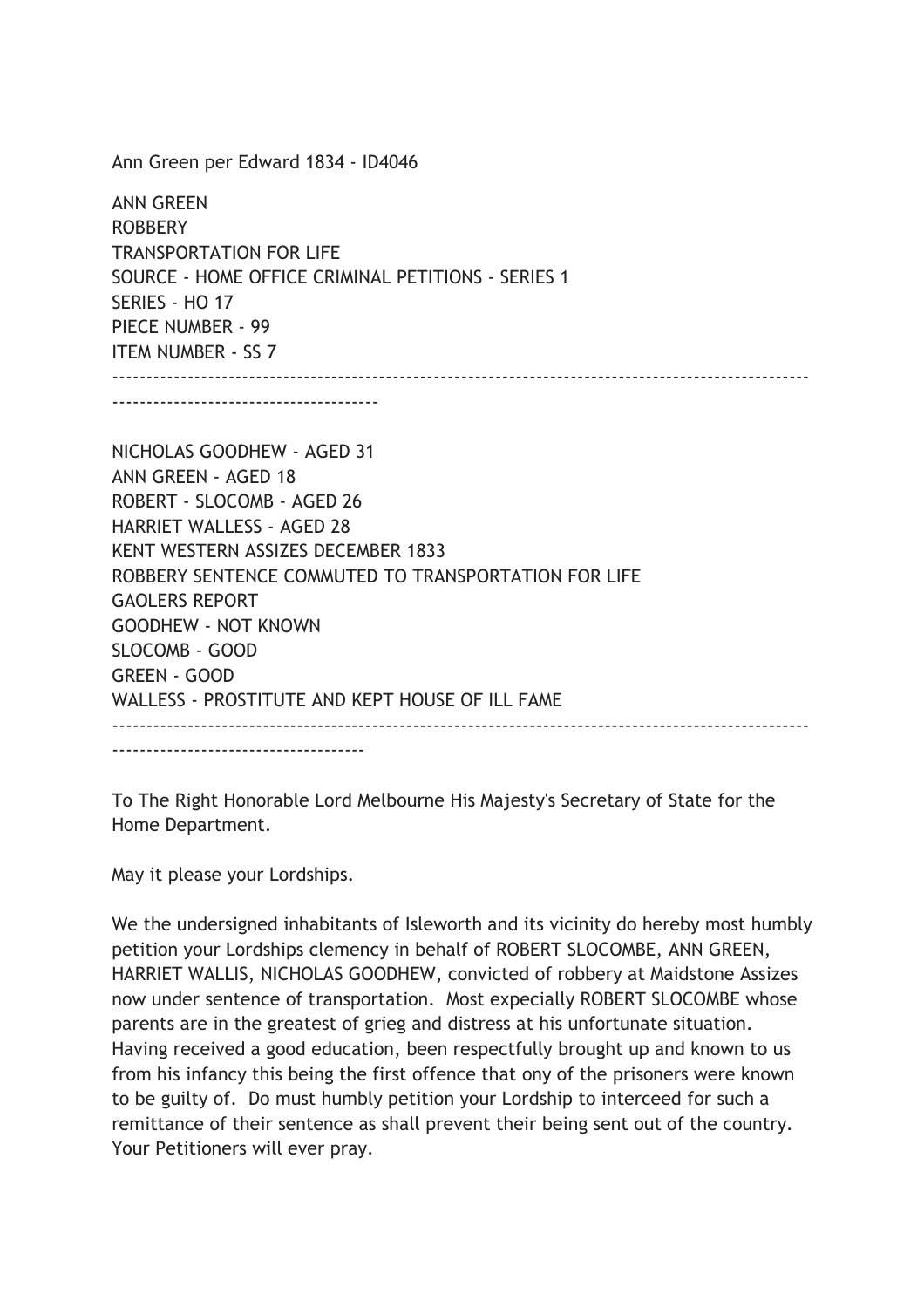Ann Green per Edward 1834 - ID4046

ANN GREEN
ROBBERY
TRANSPORTATION FOR LIFE
SOURCE - HOME OFFICE CRIMINAL PETITIONS - SERIES 1
SERIES - HO 17
PIECE NUMBER - 99
ITEM NUMBER - SS 7

---

NICHOLAS GOODHEW - AGED 31
ANN GREEN - AGED 18
ROBERT - SLOCOMB - AGED 26
HARRIET WALLESS - AGED 28
KENT WESTERN ASSIZES DECEMBER 1833
ROBBERY SENTENCE COMMUTED TO TRANSPORTATION FOR LIFE
GAOLERS REPORT
GOODHEW - NOT KNOWN
SLOCOMB - GOOD
GREEN - GOOD
WALLESS - PROSTITUTE AND KEPT HOUSE OF ILL FAME

---

To The Right Honorable Lord Melbourne His Majesty's Secretary of State for the Home Department.

May it please your Lordships.

We the undersigned inhabitants of Isleworth and its vicinity do hereby most humbly petition your Lordships clemency in behalf of ROBERT SLOCOMBE, ANN GREEN, HARRIET WALLIS, NICHOLAS GOODHEW, convicted of robbery at Maidstone Assizes now under sentence of transportation. Most expecially ROBERT SLOCOMBE whose parents are in the greatest of grieg and distress at his unfortunate situation. Having received a good education, been respectfully brought up and known to us from his infancy this being the first offence that ony of the prisoners were known to be guilty of. Do must humbly petition your Lordship to interceed for such a remittance of their sentence as shall prevent their being sent out of the country. Your Petitioners will ever pray.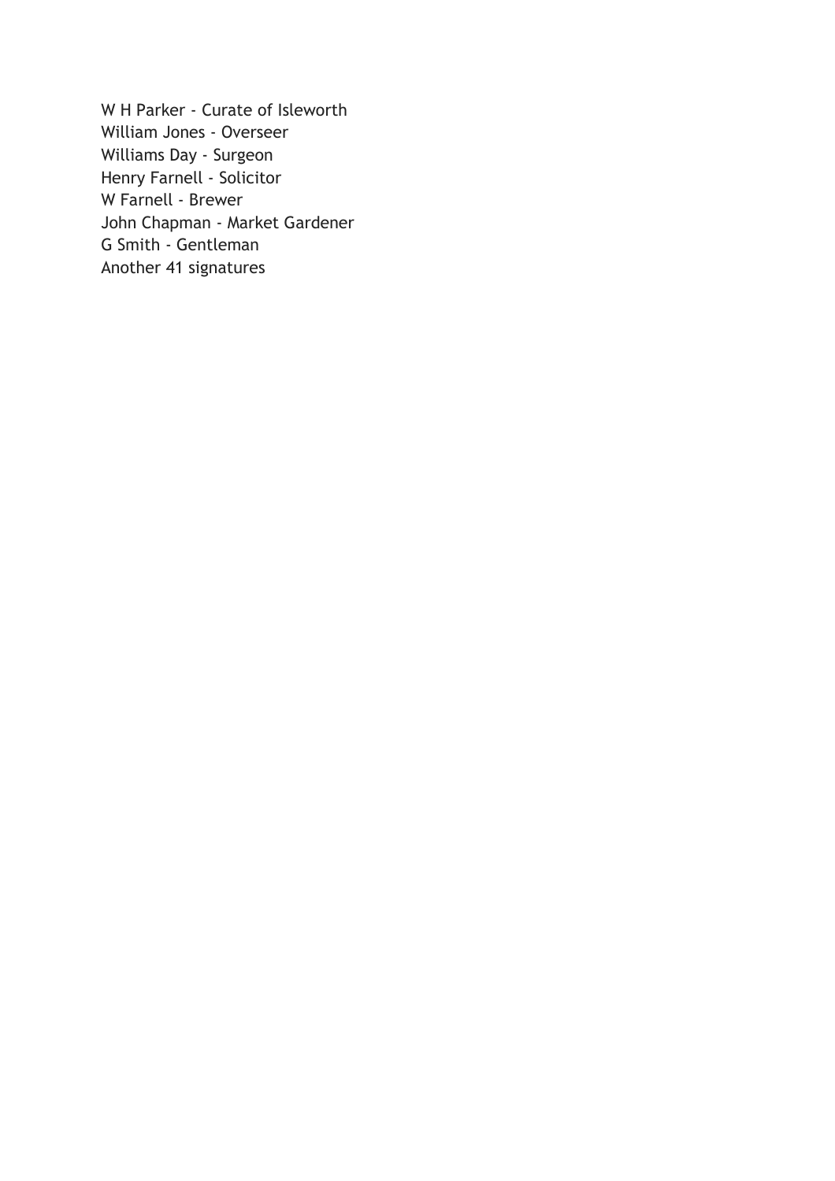W H Parker - Curate of Isleworth
William Jones - Overseer
Williams Day - Surgeon
Henry Farnell - Solicitor
W Farnell - Brewer
John Chapman - Market Gardener
G Smith - Gentleman
Another 41 signatures